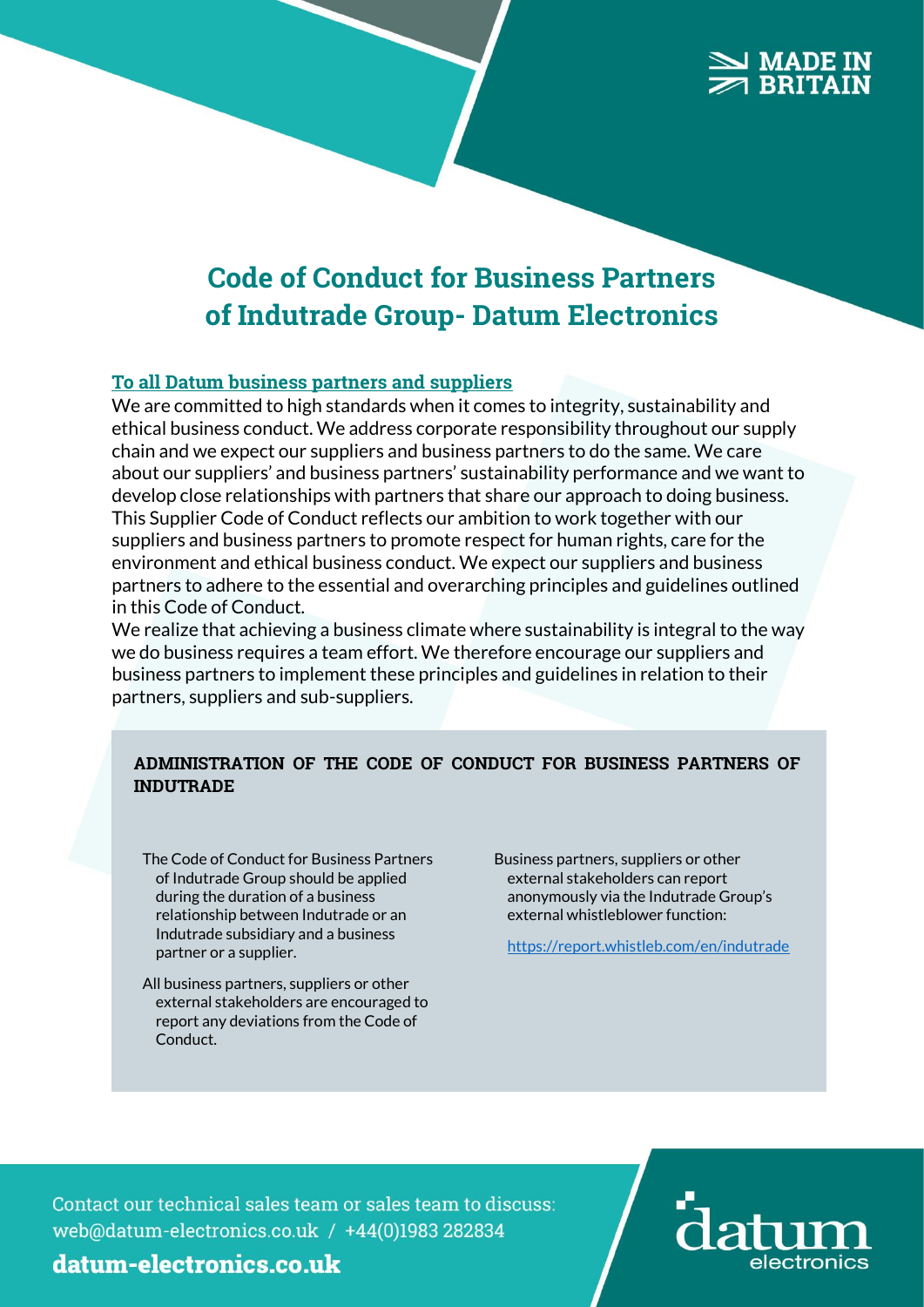MADE IN BRITAIN

# Code of Conduct for Business Partners of Indutrade Group- Datum Electronics

**To all Datum business partners and suppliers**

We are committed to high standards when it comes to integrity, sustainability and ethical business conduct. We address corporate responsibility throughout our supply chain and we expect our suppliers and business partners to do the same. We care about our suppliers' and business partners' sustainability performance and we want to develop close relationships with partners that share our approach to doing business. This Supplier Code of Conduct reflects our ambition to work together with our suppliers and business partners to promote respect for human rights, care for the environment and ethical business conduct. We expect our suppliers and business partners to adhere to the essential and overarching principles and guidelines outlined in this Code of Conduct.

We realize that achieving a business climate where sustainability is integral to the way we do business requires a team effort. We therefore encourage our suppliers and business partners to implement these principles and guidelines in relation to their partners, suppliers and sub-suppliers.

## ADMINISTRATION OF THE CODE OF CONDUCT FOR BUSINESS PARTNERS OF INDUTRADE

The Code of Conduct for Business Partners of Indutrade Group should be applied during the duration of a business relationship between Indutrade or an Indutrade subsidiary and a business partner or a supplier.

All business partners, suppliers or other external stakeholders are encouraged to report any deviations from the Code of Conduct.

Business partners, suppliers or other external stakeholders can report anonymously via the Indutrade Group's external whistleblower function:

https://report.whistleb.com/en/indutrade

Contact our technical sales team or sales team to discuss:
web@datum-electronics.co.uk / +44(0)1983 282834

**datum-electronics.co.uk**

datum electronics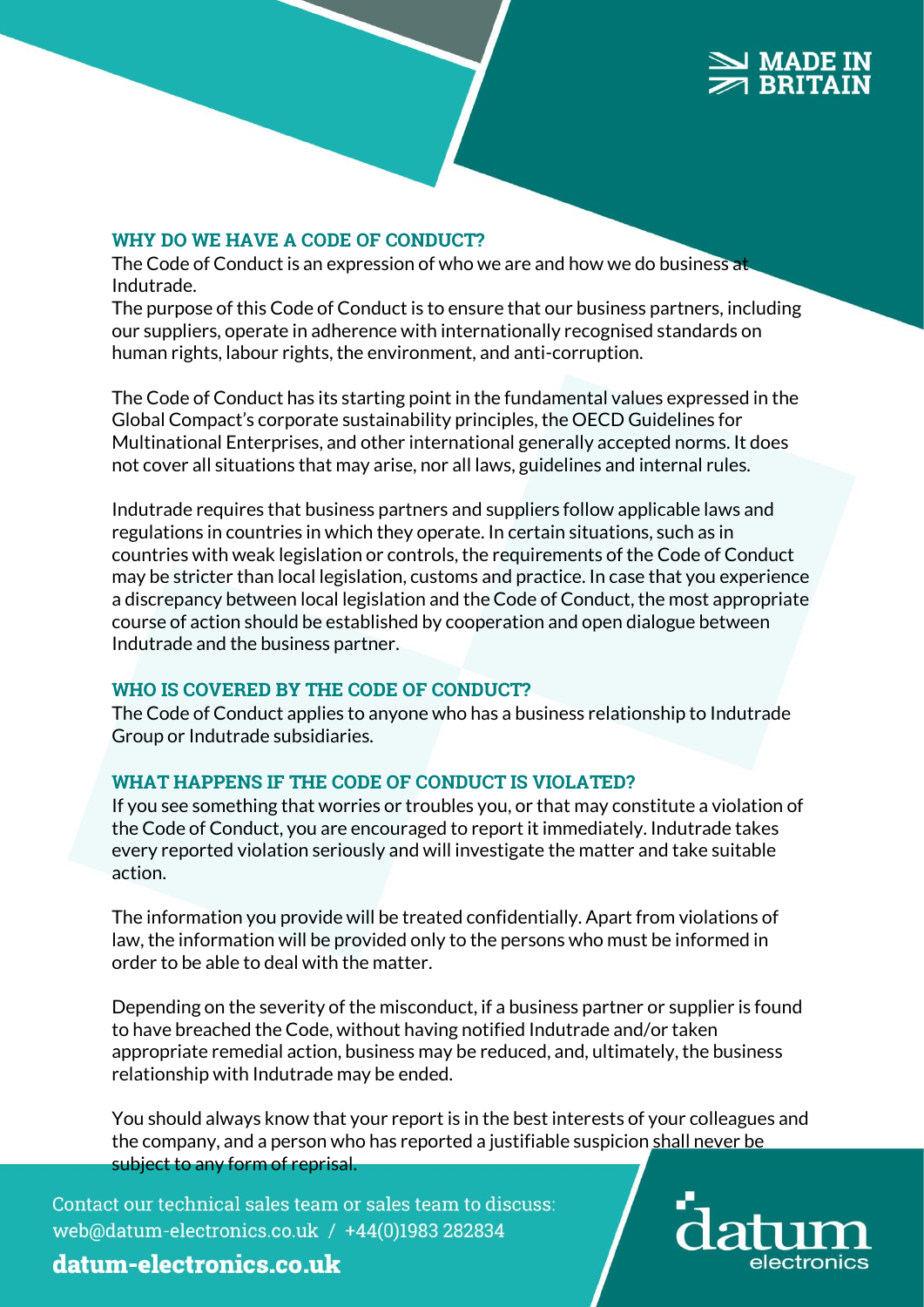## WHY DO WE HAVE A CODE OF CONDUCT?

The Code of Conduct is an expression of who we are and how we do business at Indutrade.

The purpose of this Code of Conduct is to ensure that our business partners, including our suppliers, operate in adherence with internationally recognised standards on human rights, labour rights, the environment, and anti-corruption.

The Code of Conduct has its starting point in the fundamental values expressed in the Global Compact's corporate sustainability principles, the OECD Guidelines for Multinational Enterprises, and other international generally accepted norms. It does not cover all situations that may arise, nor all laws, guidelines and internal rules.

Indutrade requires that business partners and suppliers follow applicable laws and regulations in countries in which they operate. In certain situations, such as in countries with weak legislation or controls, the requirements of the Code of Conduct may be stricter than local legislation, customs and practice. In case that you experience a discrepancy between local legislation and the Code of Conduct, the most appropriate course of action should be established by cooperation and open dialogue between Indutrade and the business partner.

## WHO IS COVERED BY THE CODE OF CONDUCT?

The Code of Conduct applies to anyone who has a business relationship to Indutrade Group or Indutrade subsidiaries.

## WHAT HAPPENS IF THE CODE OF CONDUCT IS VIOLATED?

If you see something that worries or troubles you, or that may constitute a violation of the Code of Conduct, you are encouraged to report it immediately. Indutrade takes every reported violation seriously and will investigate the matter and take suitable action.

The information you provide will be treated confidentially. Apart from violations of law, the information will be provided only to the persons who must be informed in order to be able to deal with the matter.

Depending on the severity of the misconduct, if a business partner or supplier is found to have breached the Code, without having notified Indutrade and/or taken appropriate remedial action, business may be reduced, and, ultimately, the business relationship with Indutrade may be ended.

You should always know that your report is in the best interests of your colleagues and the company, and a person who has reported a justifiable suspicion shall never be subject to any form of reprisal.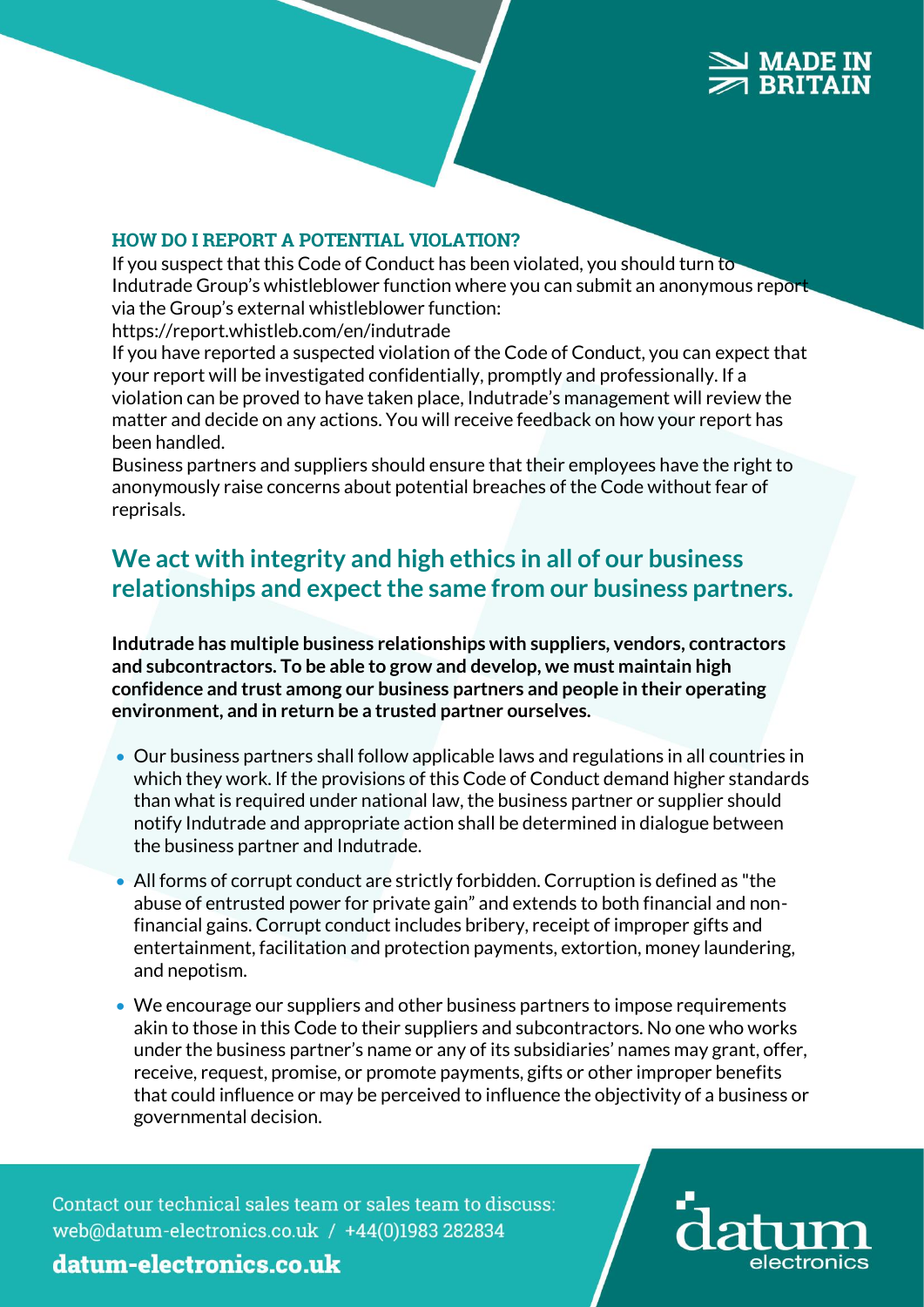### HOW DO I REPORT A POTENTIAL VIOLATION?

If you suspect that this Code of Conduct has been violated, you should turn to Indutrade Group's whistleblower function where you can submit an anonymous report via the Group's external whistleblower function:
https://report.whistleb.com/en/indutrade

If you have reported a suspected violation of the Code of Conduct, you can expect that your report will be investigated confidentially, promptly and professionally. If a violation can be proved to have taken place, Indutrade's management will review the matter and decide on any actions. You will receive feedback on how your report has been handled.

Business partners and suppliers should ensure that their employees have the right to anonymously raise concerns about potential breaches of the Code without fear of reprisals.

## We act with integrity and high ethics in all of our business relationships and expect the same from our business partners.

**Indutrade has multiple business relationships with suppliers, vendors, contractors and subcontractors. To be able to grow and develop, we must maintain high confidence and trust among our business partners and people in their operating environment, and in return be a trusted partner ourselves.**

- Our business partners shall follow applicable laws and regulations in all countries in which they work. If the provisions of this Code of Conduct demand higher standards than what is required under national law, the business partner or supplier should notify Indutrade and appropriate action shall be determined in dialogue between the business partner and Indutrade.
- All forms of corrupt conduct are strictly forbidden. Corruption is defined as "the abuse of entrusted power for private gain" and extends to both financial and non-financial gains. Corrupt conduct includes bribery, receipt of improper gifts and entertainment, facilitation and protection payments, extortion, money laundering, and nepotism.
- We encourage our suppliers and other business partners to impose requirements akin to those in this Code to their suppliers and subcontractors. No one who works under the business partner's name or any of its subsidiaries' names may grant, offer, receive, request, promise, or promote payments, gifts or other improper benefits that could influence or may be perceived to influence the objectivity of a business or governmental decision.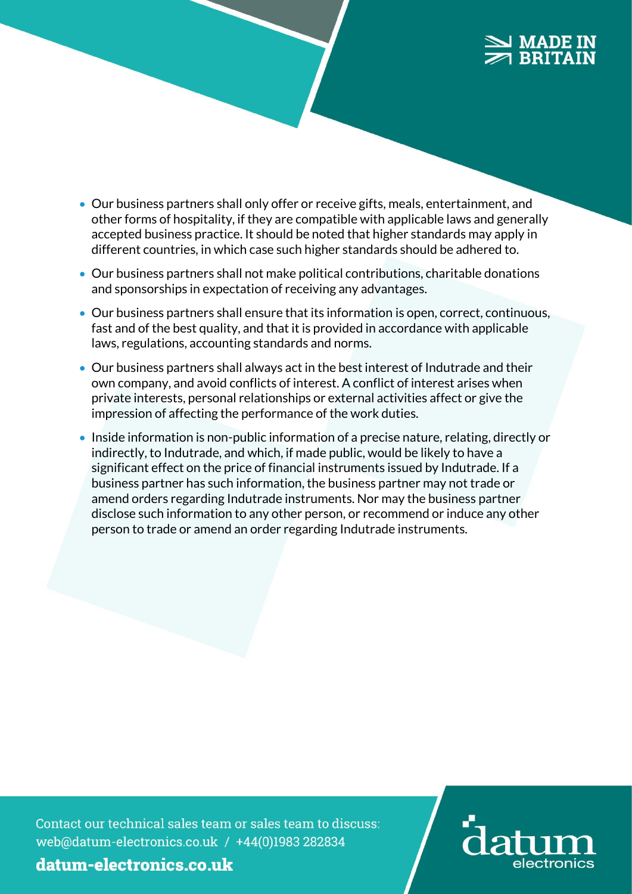- Our business partners shall only offer or receive gifts, meals, entertainment, and other forms of hospitality, if they are compatible with applicable laws and generally accepted business practice. It should be noted that higher standards may apply in different countries, in which case such higher standards should be adhered to.
- Our business partners shall not make political contributions, charitable donations and sponsorships in expectation of receiving any advantages.
- Our business partners shall ensure that its information is open, correct, continuous, fast and of the best quality, and that it is provided in accordance with applicable laws, regulations, accounting standards and norms.
- Our business partners shall always act in the best interest of Indutrade and their own company, and avoid conflicts of interest. A conflict of interest arises when private interests, personal relationships or external activities affect or give the impression of affecting the performance of the work duties.
- Inside information is non-public information of a precise nature, relating, directly or indirectly, to Indutrade, and which, if made public, would be likely to have a significant effect on the price of financial instruments issued by Indutrade. If a business partner has such information, the business partner may not trade or amend orders regarding Indutrade instruments. Nor may the business partner disclose such information to any other person, or recommend or induce any other person to trade or amend an order regarding Indutrade instruments.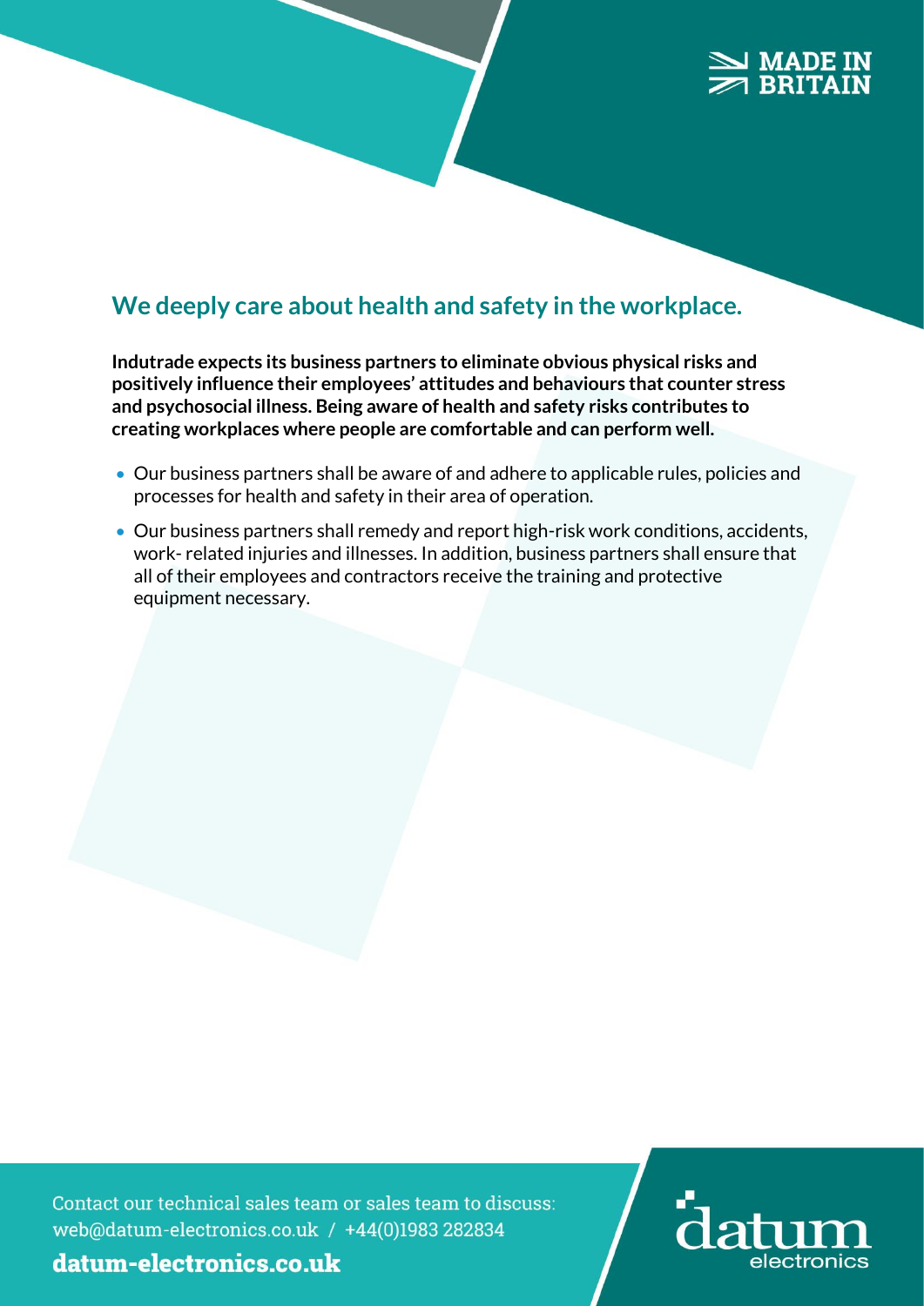## We deeply care about health and safety in the workplace.

**Indutrade expects its business partners to eliminate obvious physical risks and positively influence their employees' attitudes and behaviours that counter stress and psychosocial illness. Being aware of health and safety risks contributes to creating workplaces where people are comfortable and can perform well.**

- Our business partners shall be aware of and adhere to applicable rules, policies and processes for health and safety in their area of operation.
- Our business partners shall remedy and report high-risk work conditions, accidents, work- related injuries and illnesses. In addition, business partners shall ensure that all of their employees and contractors receive the training and protective equipment necessary.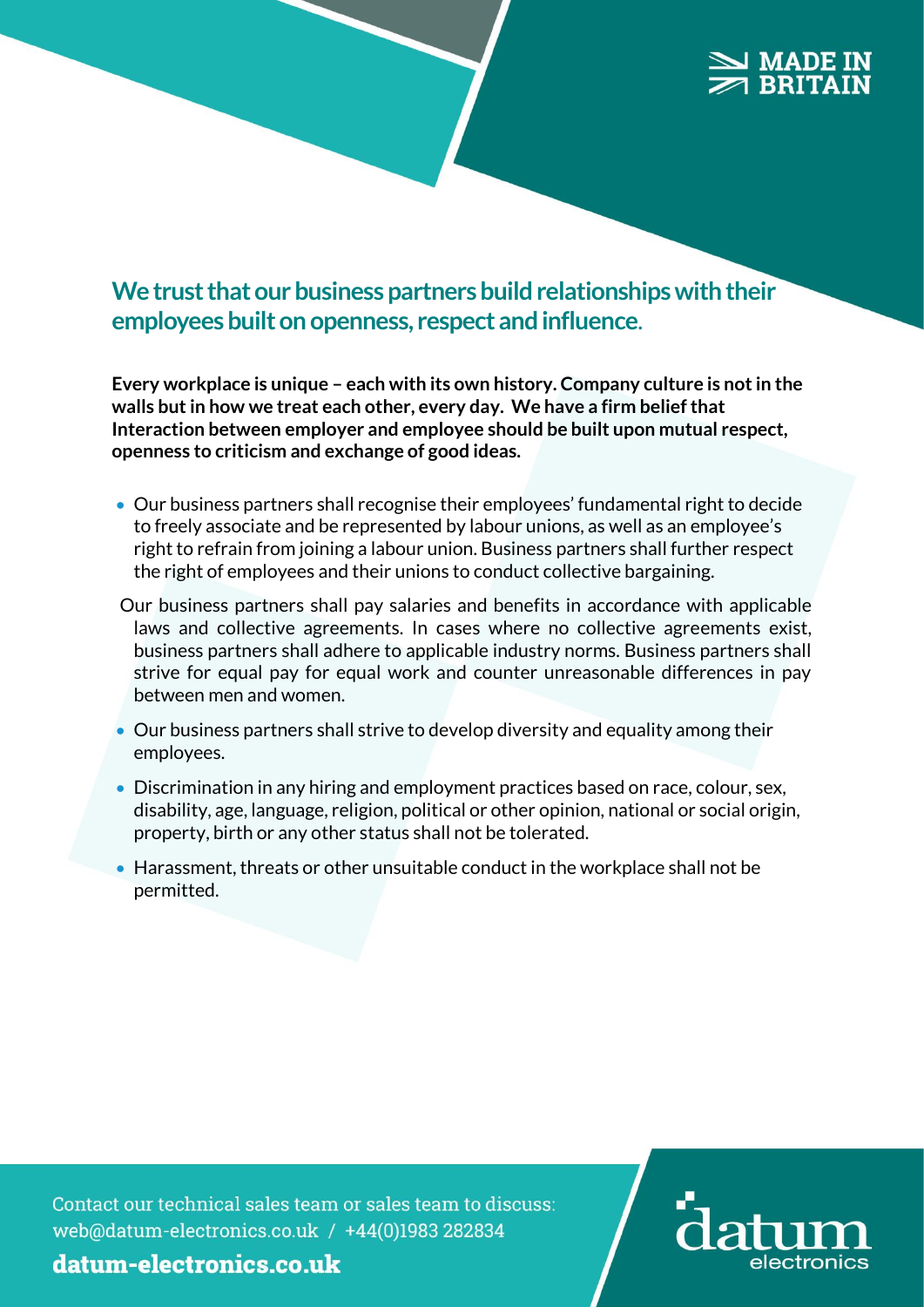## We trust that our business partners build relationships with their employees built on openness, respect and influence.

**Every workplace is unique – each with its own history. Company culture is not in the walls but in how we treat each other, every day. We have a firm belief that Interaction between employer and employee should be built upon mutual respect, openness to criticism and exchange of good ideas.**

- Our business partners shall recognise their employees' fundamental right to decide to freely associate and be represented by labour unions, as well as an employee's right to refrain from joining a labour union. Business partners shall further respect the right of employees and their unions to conduct collective bargaining.
- Our business partners shall pay salaries and benefits in accordance with applicable laws and collective agreements. In cases where no collective agreements exist, business partners shall adhere to applicable industry norms. Business partners shall strive for equal pay for equal work and counter unreasonable differences in pay between men and women.
- Our business partners shall strive to develop diversity and equality among their employees.
- Discrimination in any hiring and employment practices based on race, colour, sex, disability, age, language, religion, political or other opinion, national or social origin, property, birth or any other status shall not be tolerated.
- Harassment, threats or other unsuitable conduct in the workplace shall not be permitted.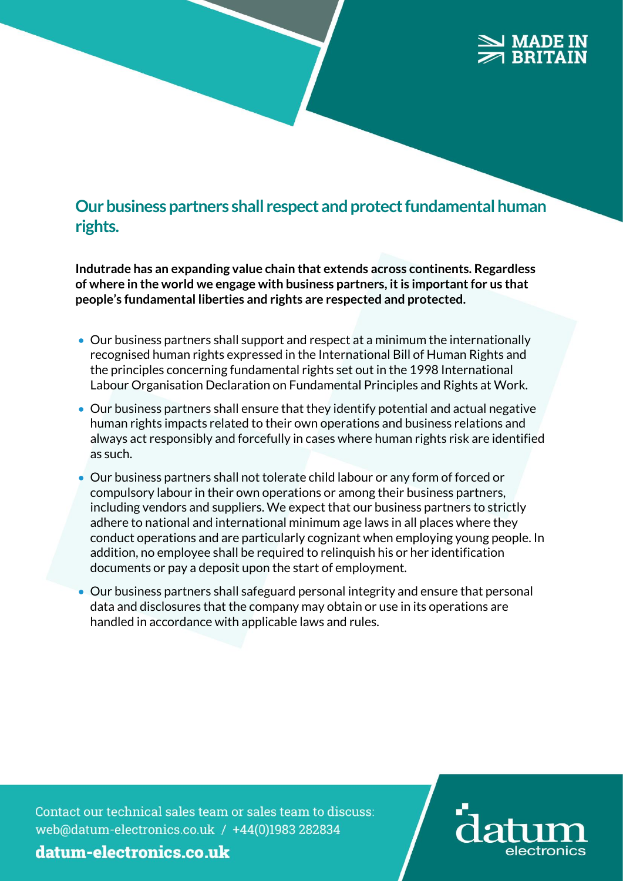## Our business partners shall respect and protect fundamental human rights.

**Indutrade has an expanding value chain that extends across continents. Regardless of where in the world we engage with business partners, it is important for us that people's fundamental liberties and rights are respected and protected.**

- Our business partners shall support and respect at a minimum the internationally recognised human rights expressed in the International Bill of Human Rights and the principles concerning fundamental rights set out in the 1998 International Labour Organisation Declaration on Fundamental Principles and Rights at Work.
- Our business partners shall ensure that they identify potential and actual negative human rights impacts related to their own operations and business relations and always act responsibly and forcefully in cases where human rights risk are identified as such.
- Our business partners shall not tolerate child labour or any form of forced or compulsory labour in their own operations or among their business partners, including vendors and suppliers. We expect that our business partners to strictly adhere to national and international minimum age laws in all places where they conduct operations and are particularly cognizant when employing young people. In addition, no employee shall be required to relinquish his or her identification documents or pay a deposit upon the start of employment.
- Our business partners shall safeguard personal integrity and ensure that personal data and disclosures that the company may obtain or use in its operations are handled in accordance with applicable laws and rules.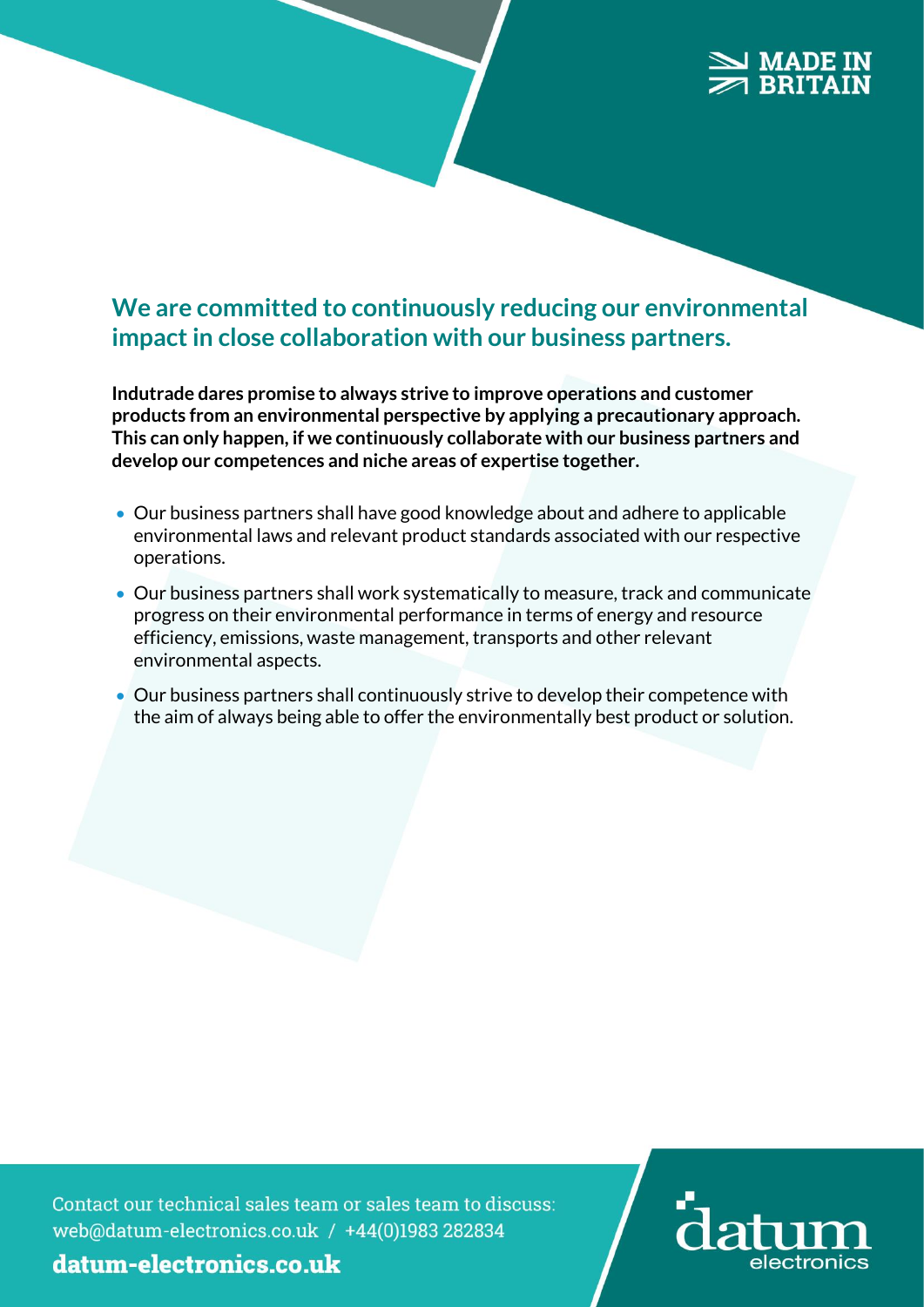## We are committed to continuously reducing our environmental impact in close collaboration with our business partners.

**Indutrade dares promise to always strive to improve operations and customer products from an environmental perspective by applying a precautionary approach. This can only happen, if we continuously collaborate with our business partners and develop our competences and niche areas of expertise together.**

- Our business partners shall have good knowledge about and adhere to applicable environmental laws and relevant product standards associated with our respective operations.
- Our business partners shall work systematically to measure, track and communicate progress on their environmental performance in terms of energy and resource efficiency, emissions, waste management, transports and other relevant environmental aspects.
- Our business partners shall continuously strive to develop their competence with the aim of always being able to offer the environmentally best product or solution.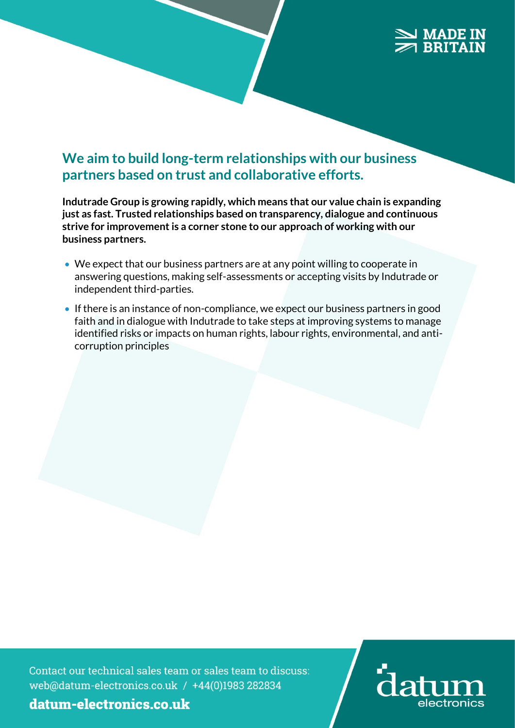## We aim to build long-term relationships with our business partners based on trust and collaborative efforts.

**Indutrade Group is growing rapidly, which means that our value chain is expanding just as fast. Trusted relationships based on transparency, dialogue and continuous strive for improvement is a corner stone to our approach of working with our business partners.**

- We expect that our business partners are at any point willing to cooperate in answering questions, making self-assessments or accepting visits by Indutrade or independent third-parties.
- If there is an instance of non-compliance, we expect our business partners in good faith and in dialogue with Indutrade to take steps at improving systems to manage identified risks or impacts on human rights, labour rights, environmental, and anti-corruption principles

Contact our technical sales team or sales team to discuss:
web@datum-electronics.co.uk / +44(0)1983 282834

**datum-electronics.co.uk**